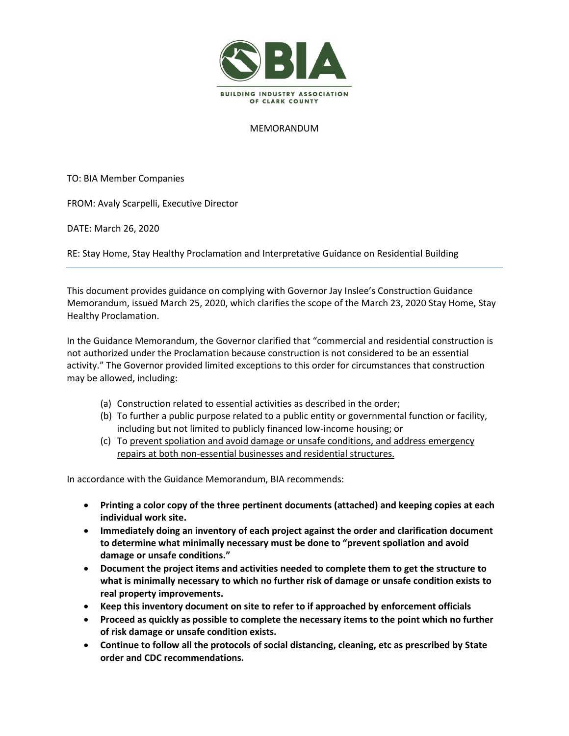# BIA

BUILDING INDUSTRY ASSOCIATION OF CLARK COUNTY

MEMORANDUM

TO: BIA Member Companies

FROM: Avaly Scarpelli, Executive Director

DATE: March 26, 2020

RE: Stay Home, Stay Healthy Proclamation and Interpretative Guidance on Residential Building

---

This document provides guidance on complying with Governor Jay Inslee's Construction Guidance Memorandum, issued March 25, 2020, which clarifies the scope of the March 23, 2020 Stay Home, Stay Healthy Proclamation.

In the Guidance Memorandum, the Governor clarified that "commercial and residential construction is not authorized under the Proclamation because construction is not considered to be an essential activity." The Governor provided limited exceptions to this order for circumstances that construction may be allowed, including:

(a) Construction related to essential activities as described in the order;
(b) To further a public purpose related to a public entity or governmental function or facility, including but not limited to publicly financed low-income housing; or
(c) To <u>prevent spoliation and avoid damage or unsafe conditions, and address emergency repairs at both non-essential businesses and residential structures.</u>

In accordance with the Guidance Memorandum, BIA recommends:

- **Printing a color copy of the three pertinent documents (attached) and keeping copies at each individual work site.**
- **Immediately doing an inventory of each project against the order and clarification document to determine what minimally necessary must be done to "prevent spoliation and avoid damage or unsafe conditions."**
- **Document the project items and activities needed to complete them to get the structure to what is minimally necessary to which no further risk of damage or unsafe condition exists to real property improvements.**
- **Keep this inventory document on site to refer to if approached by enforcement officials**
- **Proceed as quickly as possible to complete the necessary items to the point which no further of risk damage or unsafe condition exists.**
- **Continue to follow all the protocols of social distancing, cleaning, etc as prescribed by State order and CDC recommendations.**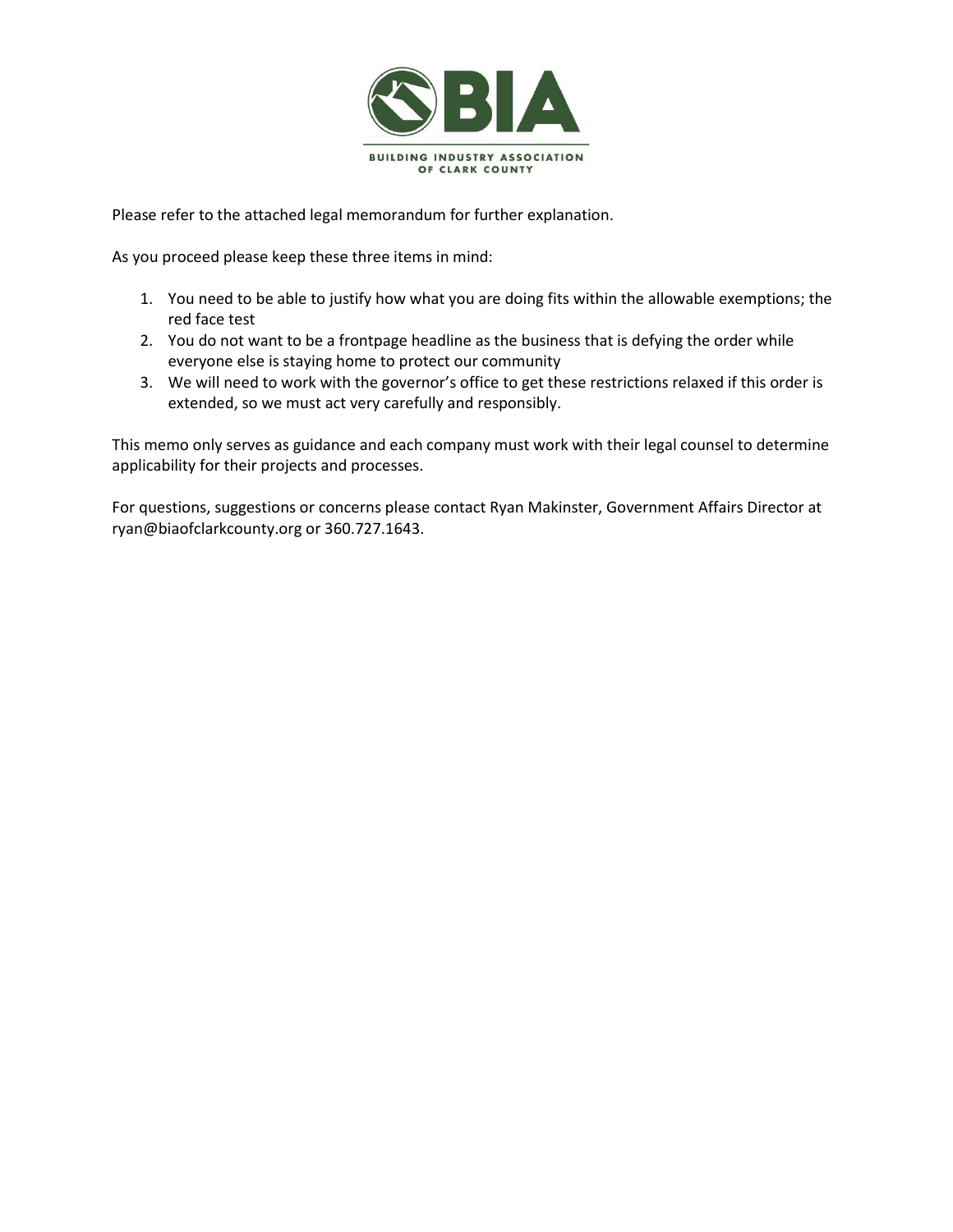BIA

BUILDING INDUSTRY ASSOCIATION OF CLARK COUNTY

Please refer to the attached legal memorandum for further explanation.

As you proceed please keep these three items in mind:

1. You need to be able to justify how what you are doing fits within the allowable exemptions; the red face test
2. You do not want to be a frontpage headline as the business that is defying the order while everyone else is staying home to protect our community
3. We will need to work with the governor's office to get these restrictions relaxed if this order is extended, so we must act very carefully and responsibly.

This memo only serves as guidance and each company must work with their legal counsel to determine applicability for their projects and processes.

For questions, suggestions or concerns please contact Ryan Makinster, Government Affairs Director at ryan@biaofclarkcounty.org or 360.727.1643.